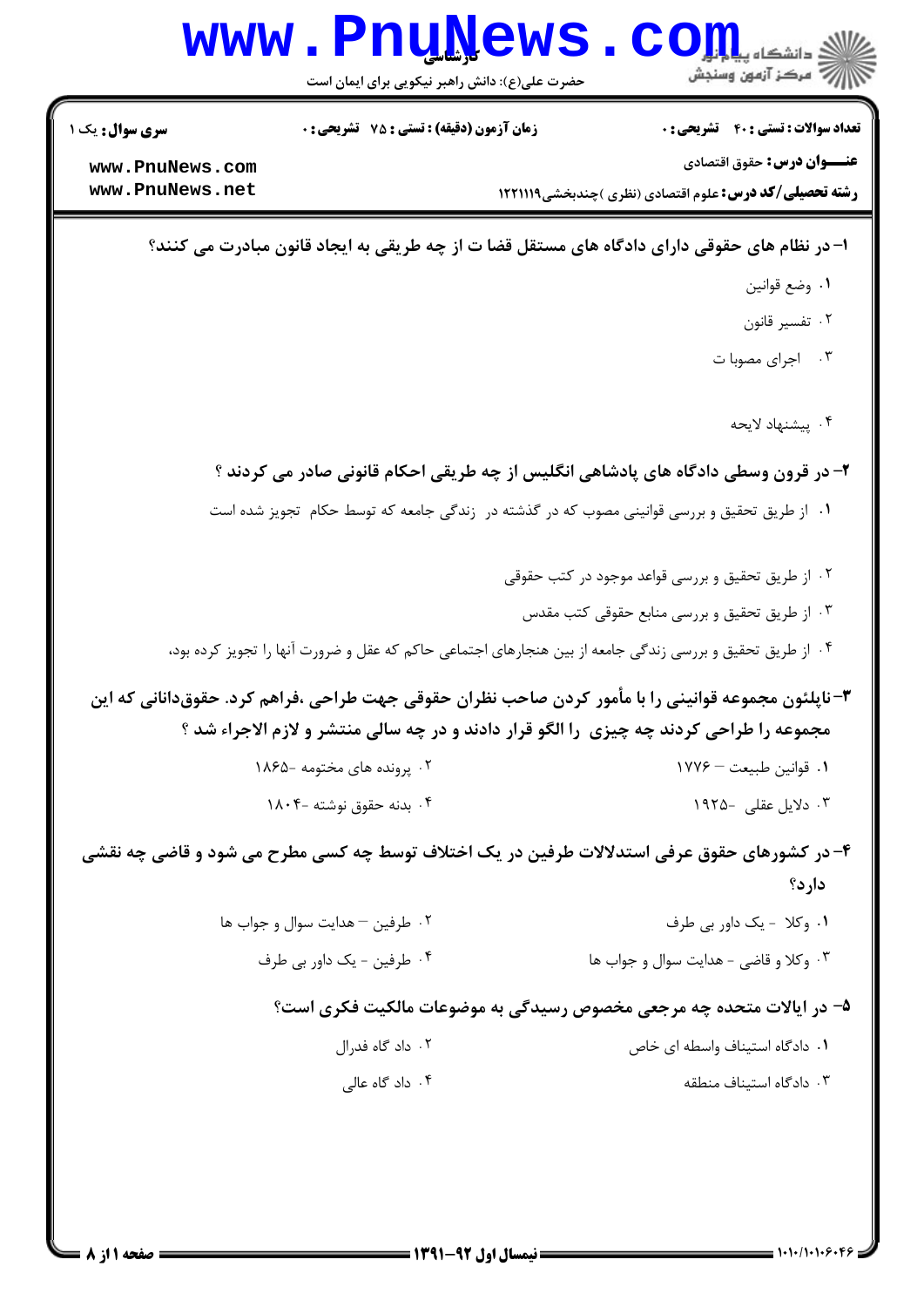**سری سوال:** یک ۱

**زمان آزمون (دقیقه) : تستی : ۷۵ تشریحی : ۰**

**تعداد سوالات : تستی : ۴۰ تشریحی : ۰**

**عنـــوان درس:** حقوق اقتصادی

**رشته تحصیلی/کد درس:** علوم اقتصادی (نظری )چندبخشی۱۲۲۱۱۱۹

**۱- در نظام های حقوقی دارای دادگاه های مستقل قضا ت از چه طریقی به ایجاد قانون مبادرت می کنند؟**

۱. وضع قوانین

۲. تفسیر قانون

۳. اجرای مصوبا ت

۴. پیشنهاد لایحه

**۲- در قرون وسطی دادگاه های پادشاهی انگلیس از چه طریقی احکام قانونی صادر می کردند ؟**

۱. از طریق تحقیق و بررسی قوانینی مصوب که در گذشته در زندگی جامعه که توسط حکام تجویز شده است

۲. از طریق تحقیق و بررسی قواعد موجود در کتب حقوقی

۳. از طریق تحقیق و بررسی منابع حقوقی کتب مقدس

۴. از طریق تحقیق و بررسی زندگی جامعه از بین هنجارهای اجتماعی حاکم که عقل و ضرورت آنها را تجویز کرده بود،

**۳-ناپلئون مجموعه قوانینی را با مأمور کردن صاحب نظران حقوقی جهت طراحی ،فراهم کرد. حقوقدانانی که این مجموعه را طراحی کردند چه چیزی را الگو قرار دادند و در چه سالی منتشر و لازم الاجراء شد ؟**

۱. قوانین طبیعت – ۱۷۷۶

۲. پرونده های مختومه -۱۸۶۵

۳. دلایل عقلی -۱۹۲۵

۴. بدنه حقوق نوشته -۱۸۰۴

**۴- در کشورهای حقوق عرفی استدلالات طرفین در یک اختلاف توسط چه کسی مطرح می شود و قاضی چه نقشی دارد؟**

۱. وکلا - یک داور بی طرف

۲. طرفین – هدایت سوال و جواب ها

۳. وکلا و قاضی - هدایت سوال و جواب ها

۴. طرفین - یک داور بی طرف

**۵- در ایالات متحده چه مرجعی مخصوص رسیدگی به موضوعات مالکیت فکری است؟**

۱. دادگاه استیناف واسطه ای خاص

۲. داد گاه فدرال

۳. دادگاه استیناف منطقه

۴. داد گاه عالی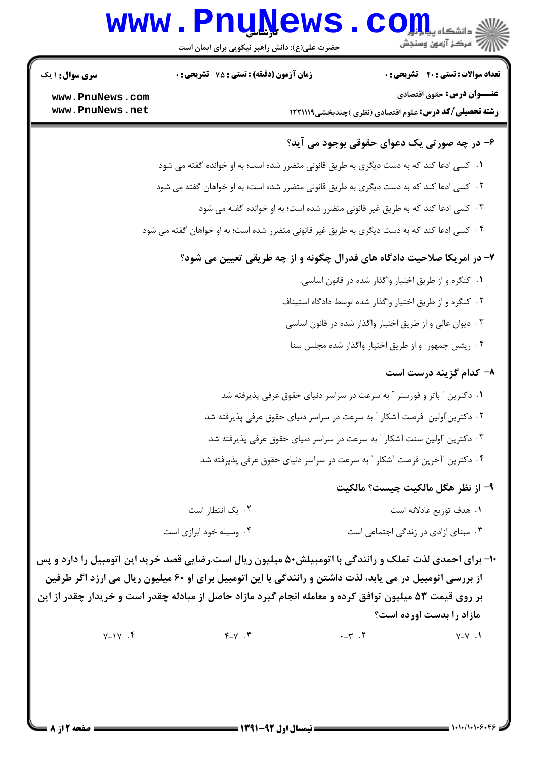**سری سوال:** ۱ یک

**زمان آزمون (دقیقه) : تستی : ۷۵ تشریحی : ۰**

**تعداد سوالات : تستی : ۴۰ تشریحی : ۰**

**عنـــوان درس:** حقوق اقتصادی

**رشته تحصیلی/کد درس:** علوم اقتصادی (نظری )چندبخشی۱۲۲۱۱۱۹

**۶- در چه صورتی یک دعوای حقوقی بوجود می آید؟**

۱. کسی ادعا کند که به دست دیگری به طریق قانونی متضرر شده است؛ به او خوانده گفته می شود

۲. کسی ادعا کند که به دست دیگری به طریق قانونی متضرر شده است؛ به او خواهان گفته می شود

۳. کسی ادعا کند که به طریق غیر قانونی متضرر شده است؛ به او خوانده گفته می شود

۴. کسی ادعا کند که به دست دیگری به طریق غیر قانونی متضرر شده است؛ به او خواهان گفته می شود

**۷- در امریکا صلاحیت دادگاه های فدرال چگونه و از چه طریقی تعیین می شود؟**

۱. کنگره و از طریق اختیار واگذار شده در قانون اساسی.

۲. کنگره و از طریق اختیار واگذار شده توسط دادگاه استیناف

۳. دیوان عالی و از طریق اختیار واگذار شده در قانون اساسی

۴. رئیس جمهور و از طریق اختیار واگذار شده مجلس سنا

**۸- کدام گزینه درست است**

۱. دکترین " باتر و فورستر " به سرعت در سراسر دنیای حقوق عرفی پذیرفته شد

۲. دکترین "اولین فرصت آشکار " به سرعت در سراسر دنیای حقوق عرفی پذیرفته شد

۳. دکترین "اولین سنت آشکار " به سرعت در سراسر دنیای حقوق عرفی پذیرفته شد

۴. دکترین "آخرین فرصت آشکار " به سرعت در سراسر دنیای حقوق عرفی پذیرفته شد

**۹- از نظر هگل مالکیت چیست؟ مالکیت**

۱. هدف توزیع عادلانه است

۲. یک انتظار است

۳. مبنای ازادی در زندگی اجتماعی است

۴. وسیله خود ابرازی است

**۱۰- برای احمدی لذت تملک و رانندگی با اتومبیلش۵۰ میلیون ریال است.رضایی قصد خرید این اتومبیل را دارد و پس از بررسی اتومبیل در می یابد، لذت داشتن و رانندگی با این اتومبیل برای او ۶۰ میلیون ریال می ارزد اگر طرفین بر روی قیمت ۵۳ میلیون توافق کرده و معامله انجام گیرد مازاد حاصل از مبادله چقدر است و خریدار چقدر از این مازاد را بدست اورده است؟**

۱. ۷-۷

۲. ۳-۰

۳. ۷-۴

۴. ۱۷-۷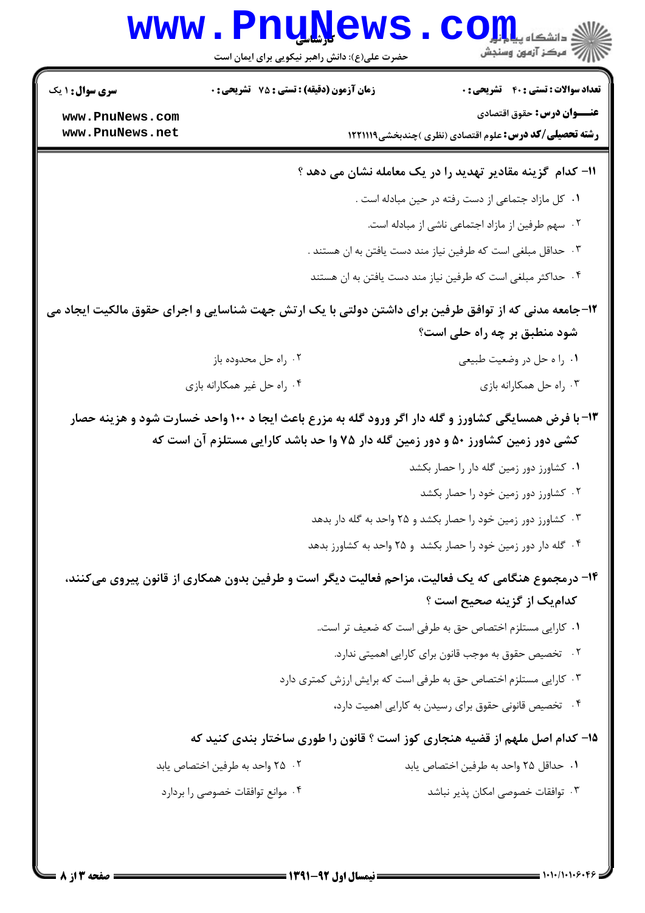**سری سوال:** ۱ یک

**زمان آزمون (دقیقه) : تستی : ۷۵ تشریحی : ۰**

**تعداد سوالات : تستی : ۴۰ تشریحی : ۰**

**عنـــوان درس:** حقوق اقتصادی

**رشته تحصیلی/کد درس:** علوم اقتصادی (نظری )چندبخشی۱۲۲۱۱۱۹

۱۱- کدام گزینه مقادیر تهدید را در یک معامله نشان می دهد ؟

۱. کل مازاد جتماعی از دست رفته در حین مبادله است .

۲. سهم طرفین از مازاد اجتماعی ناشی از مبادله است.

۳. حداقل مبلغی است که طرفین نیاز مند دست یافتن به ان هستند .

۴. حداکثر مبلغی است که طرفین نیاز مند دست یافتن به ان هستند

۱۲-جامعه مدنی که از توافق طرفین برای داشتن دولتی با یک ارتش جهت شناسایی و اجرای حقوق مالکیت ایجاد می شود منطبق بر چه راه حلی است؟

۱. را ه حل در وضعیت طبیعی

۲. راه حل محدوده باز

۳. راه حل همکارانه بازی

۴. راه حل غیر همکارانه بازی

۱۳-با فرض همسایگی کشاورز و گله دار اگر ورود گله به مزرع باعث ایجا د ۱۰۰ واحد خسارت شود و هزینه حصار کشی دور زمین کشاورز ۵۰ و دور زمین گله دار ۷۵ وا حد باشد کارایی مستلزم آن است که

۱. کشاورز دور زمین گله دار را حصار بکشد

۲. کشاورز دور زمین خود را حصار بکشد

۳. کشاورز دور زمین خود را حصار بکشد و ۲۵ واحد به گله دار بدهد

۴. گله دار دور زمین خود را حصار بکشد و ۲۵ واحد به کشاورز بدهد

۱۴- درمجموع هنگامی که یک فعالیت، مزاحم فعالیت دیگر است و طرفین بدون همکاری از قانون پیروی می‌کنند، کدام‌یک از گزینه صحیح است ؟

۱. کارایی مستلزم اختصاص حق به طرفی است که ضعیف تر است.

۲. تخصیص حقوق به موجب قانون برای کارایی اهمیتی ندارد.

۳. کارایی مستلزم اختصاص حق به طرفی است که برایش ارزش کمتری دارد

۴. تخصیص قانونی حقوق برای رسیدن به کارایی اهمیت دارد،

۱۵- کدام اصل ملهم از قضیه هنجاری کوز است ؟ قانون را طوری ساختار بندی کنید که

۱. حداقل ۲۵ واحد به طرفین اختصاص یابد

۲. ۲۵ واحد به طرفین اختصاص یابد

۳. توافقات خصوصی امکان پذیر نباشد

۴. موانع توافقات خصوصی را بردارد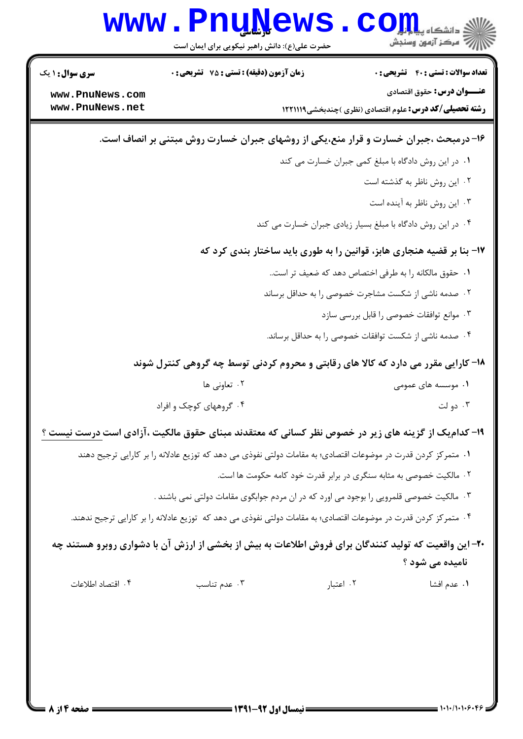**۱۶- درمبحث ،جبران خسارت و قرار منع،یکی از روشهای جبران خسارت روش مبتنی بر انصاف است.**

۱. در این روش دادگاه با مبلغ کمی جبران خسارت می کند

۲. این روش ناظر به گذشته است

۳. این روش ناظر به آینده است

۴. در این روش دادگاه با مبلغ بسیار زیادی جبران خسارت می کند

**۱۷- بنا بر قضیه هنجاری هابز، قوانین را به طوری باید ساختار بندی کرد که**

۱. حقوق مالکانه را به طرفی اختصاص دهد که ضعیف تر است..

۲. صدمه ناشی از شکست مشاجرت خصوصی را به حداقل برساند

۳. موانع توافقات خصوصی را قابل بررسی سازد

۴. صدمه ناشی از شکست توافقات خصوصی را به حداقل برساند.

**۱۸- کارایی مقرر می دارد که کالا های رقابتی و محروم کردنی توسط چه گروهی کنترل شوند**

۱. موسسه های عمومی

۲. تعاونی ها

۳. دو لت

۴. گروههای کوچک و افراد

**۱۹- کدام‌یک از گزینه های زیر در خصوص نظر کسانی که معتقدند مبنای حقوق مالکیت ،آزادی است درست نیست ؟**

۱. متمرکز کردن قدرت در موضوعات اقتصادی؛ به مقامات دولتی نفوذی می دهد که توزیع عادلانه را بر کارایی ترجیح دهند

۲. مالکیت خصوصی به مثابه سنگری در برابر قدرت خود کامه حکومت ها است.

۳. مالکیت خصوصی قلمرویی را بوجود می اورد که در ان مردم جوابگوی مقامات دولتی نمی باشند .

۴. متمرکز کردن قدرت در موضوعات اقتصادی؛ به مقامات دولتی نفوذی می دهد که توزیع عادلانه را بر کارایی ترجیح ندهند.

**۲۰- این واقعیت که تولید کنندگان برای فروش اطلاعات به بیش از بخشی از ارزش آن با دشواری روبرو هستند چه نامیده می شود ؟**

۱. عدم افشا

۲. اعتبار

۳. عدم تناسب

۴. اقتصاد اطلاعات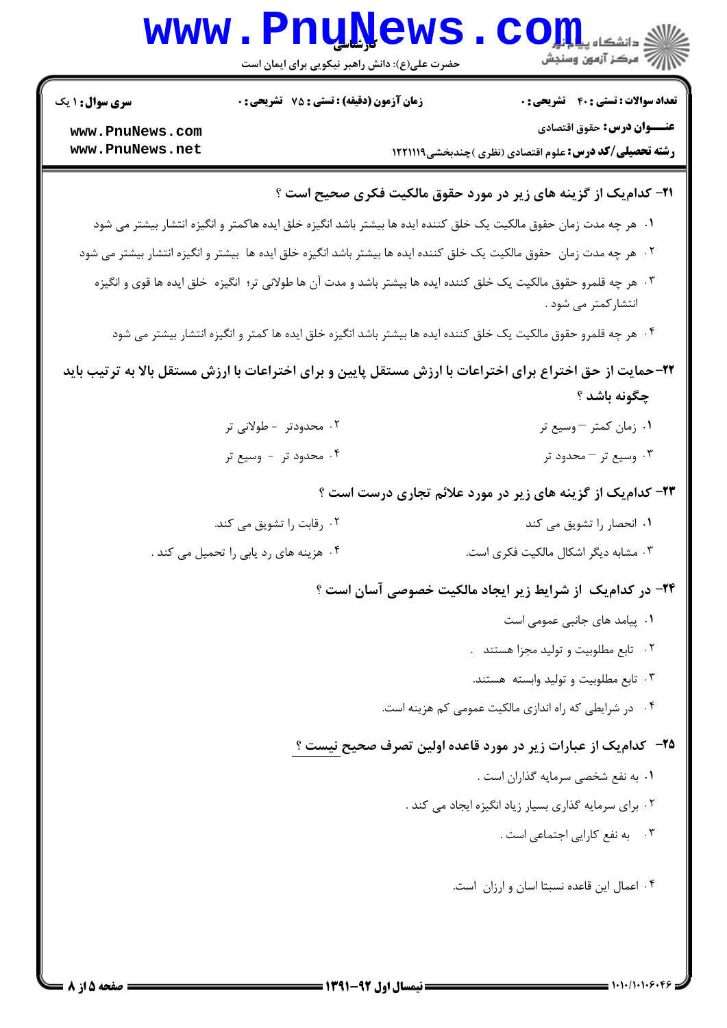**تعداد سوالات : تستی : ۴۰ تشریحی : ۰** | **زمان آزمون (دقیقه) : تستی : ۷۵ تشریحی : ۰** | **سری سوال : ۱ یک**

**عنـــوان درس:** حقوق اقتصادی

**رشته تحصیلی/کد درس:** علوم اقتصادی (نظری )چندبخشی۱۲۲۱۱۱۹

**۲۱- کدام‌یک از گزینه های زیر در مورد حقوق مالکیت فکری صحیح است ؟**

۱. هر چه مدت زمان حقوق مالکیت یک خلق کننده ایده ها بیشتر باشد انگیزه خلق ایده هاکمتر و انگیزه انتشار بیشتر می شود

۲. هر چه مدت زمان حقوق مالکیت یک خلق کننده ایده ها بیشتر باشد انگیزه خلق ایده ها بیشتر و انگیزه انتشار بیشتر می شود

۳. هر چه قلمرو حقوق مالکیت یک خلق کننده ایده ها بیشتر باشد و مدت آن ها طولانی تر؛ انگیزه خلق ایده ها قوی و انگیزه انتشارکمتر می شود .

۴. هر چه قلمرو حقوق مالکیت یک خلق کننده ایده ها بیشتر باشد انگیزه خلق ایده ها کمتر و انگیزه انتشار بیشتر می شود

**۲۲-حمایت از حق اختراع برای اختراعات با ارزش مستقل پایین و برای اختراعات با ارزش مستقل بالا به ترتیب باید چگونه باشد ؟**

۱. زمان کمتر – وسیع تر

۲. محدودتر - طولانی تر

۳. وسیع تر – محدود تر

۴. محدود تر - وسیع تر

**۲۳- کدام‌یک از گزینه های زیر در مورد علائم تجاری درست است ؟**

۱. انحصار را تشویق می کند

۲. رقابت را تشویق می کند.

۳. مشابه دیگر اشکال مالکیت فکری است.

۴. هزینه های رد یابی را تحمیل می کند .

**۲۴- در کدام‌یک از شرایط زیر ایجاد مالکیت خصوصی آسان است ؟**

۱. پیامد های جانبی عمومی است

۲. تابع مطلوبیت و تولید مجزا هستند .

۳. تابع مطلوبیت و تولید وابسته هستند.

۴. در شرایطی که راه اندازی مالکیت عمومی کم هزینه است.

**۲۵- کدام‌یک از عبارات زیر در مورد قاعده اولین تصرف صحیح نیست ؟**

۱. به نفع شخصی سرمایه گذاران است .

۲. برای سرمایه گذاری بسیار زیاد انگیزه ایجاد می کند .

۳. به نفع کارایی اجتماعی است .

۴. اعمال این قاعده نسبتا اسان و ارزان است.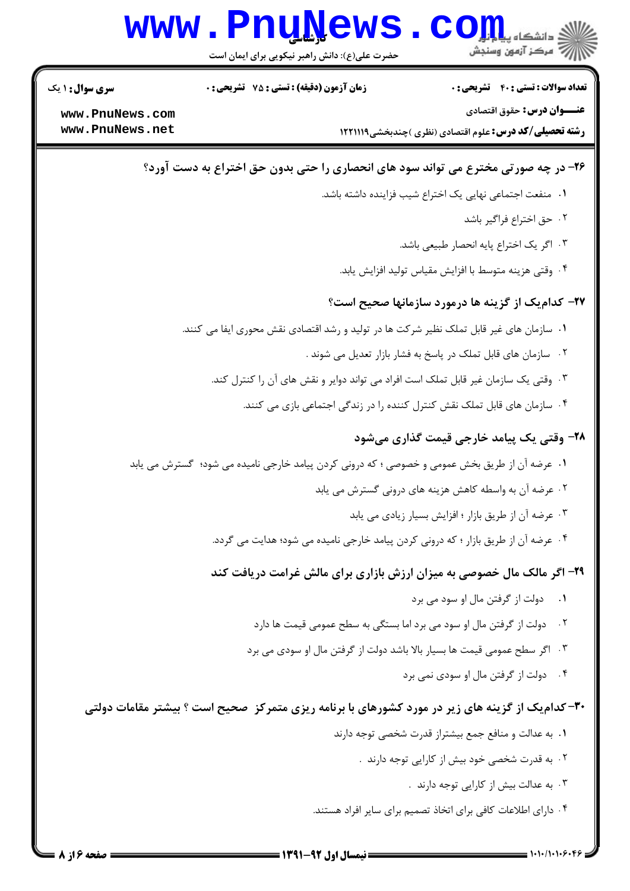**۲۶- در چه صورتی مخترع می تواند سود های انحصاری را حتی بدون حق اختراع به دست آورد؟**

۱. منفعت اجتماعی نهایی یک اختراع شیب فزاینده داشته باشد.

۲. حق اختراع فراگیر باشد

۳. اگر یک اختراع پایه انحصار طبیعی باشد.

۴. وقتی هزینه متوسط با افزایش مقیاس تولید افزایش یابد.

**۲۷- کدام‌یک از گزینه ها درمورد سازمانها صحیح است؟**

۱. سازمان های غیر قابل تملک نظیر شرکت ها در تولید و رشد اقتصادی نقش محوری ایفا می کنند.

۲. سازمان های قابل تملک در پاسخ به فشار بازار تعدیل می شوند .

۳. وقتی یک سازمان غیر قابل تملک است افراد می تواند دوایر و نقش های آن را کنترل کند.

۴. سازمان های قابل تملک نقش کنترل کننده را در زندگی اجتماعی بازی می کنند.

**۲۸- وقتی یک پیامد خارجی قیمت گذاری می‌شود**

۱. عرضه آن از طریق بخش عمومی و خصوصی ؛ که درونی کردن پیامد خارجی نامیده می شود؛ گسترش می یابد

۲. عرضه آن به واسطه کاهش هزینه های درونی گسترش می یابد

۳. عرضه آن از طریق بازار ؛ افزایش بسیار زیادی می یابد

۴. عرضه آن از طریق بازار ؛ که درونی کردن پیامد خارجی نامیده می شود؛ هدایت می گردد.

**۲۹- اگر مالک مال خصوصی به میزان ارزش بازاری برای مالش غرامت دریافت کند**

۱. دولت از گرفتن مال او سود می برد

۲. دولت از گرفتن مال او سود می برد اما بستگی به سطح عمومی قیمت ها دارد

۳. اگر سطح عمومی قیمت ها بسیار بالا باشد دولت از گرفتن مال او سودی می برد

۴. دولت از گرفتن مال او سودی نمی برد

**۳۰- کدام‌یک از گزینه های زیر در مورد کشورهای با برنامه ریزی متمرکز صحیح است ؟ بیشتر مقامات دولتی**

۱. به عدالت و منافع جمع بیشتراز قدرت شخصی توجه دارند

۲. به قدرت شخصی خود بیش از کارایی توجه دارند .

۳. به عدالت بیش از کارایی توجه دارند .

۴. دارای اطلاعات کافی برای اتخاذ تصمیم برای سایر افراد هستند.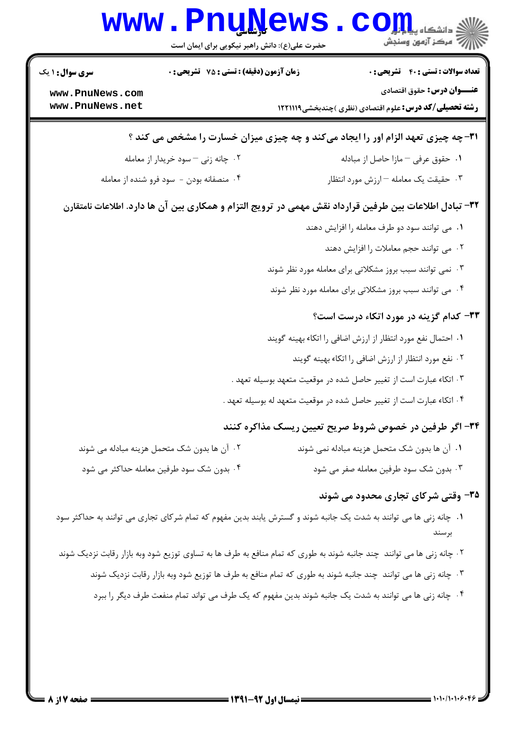**۳۱- چه چیزی تعهد الزام اور را ایجاد می‌کند و چه چیزی میزان خسارت را مشخص می کند ؟**

۱. حقوق عرفی – مازا حاصل از مبادله

۲. چانه زنی – سود خریدار از معامله

۳. حقیقت یک معامله – ارزش مورد انتظار

۴. منصفانه بودن - سود فرو شده از معامله

**۳۲- تبادل اطلاعات بین طرفین قرارداد نقش مهمی در ترویج التزام و همکاری بین آن ها دارد. اطلاعات نامتقارن**

۱. می توانند سود دو طرف معامله را افزایش دهند

۲. می توانند حجم معاملات را افزایش دهند

۳. نمی توانند سبب بروز مشکلاتی برای معامله مورد نظر شوند

۴. می توانند سبب بروز مشکلاتی برای معامله مورد نظر شوند

**۳۳- کدام گزینه در مورد اتکاء درست است؟**

۱. احتمال نفع مورد انتظار از ارزش اضافی را اتکاء بهینه گویند

۲. نفع مورد انتظار از ارزش اضافی را اتکاء بهینه گویند

۳. اتکاء عبارت است از تغییر حاصل شده در موقعیت متعهد بوسیله تعهد .

۴. اتکاء عبارت است از تغییر حاصل شده در موقعیت متعهد له بوسیله تعهد .

**۳۴- اگر طرفین در خصوص شروط صریح تعیین ریسک مذاکره کنند**

۱. آن ها بدون شک متحمل هزینه مبادله نمی شوند

۲. آن ها بدون شک متحمل هزینه مبادله می شوند

۳. بدون شک سود طرفین معامله صفر می شود

۴. بدون شک سود طرفین معامله حداکثر می شود

**۳۵- وقتی شرکای تجاری محدود می شوند**

۱. چانه زنی ها می توانند به شدت یک جانبه شوند و گسترش یابند بدین مفهوم که تمام شرکای تجاری می توانند به حداکثر سود برسند

۲. چانه زنی ها می توانند چند جانبه شوند به طوری که تمام منافع به طرف ها به تساوی توزیع شود وبه بازار رقابت نزدیک شوند

۳. چانه زنی ها می توانند چند جانبه شوند به طوری که تمام منافع به طرف ها توزیع شود وبه بازار رقابت نزدیک شوند

۴. چانه زنی ها می توانند به شدت یک جانبه شوند بدین مفهوم که یک طرف می تواند تمام منفعت طرف دیگر را ببرد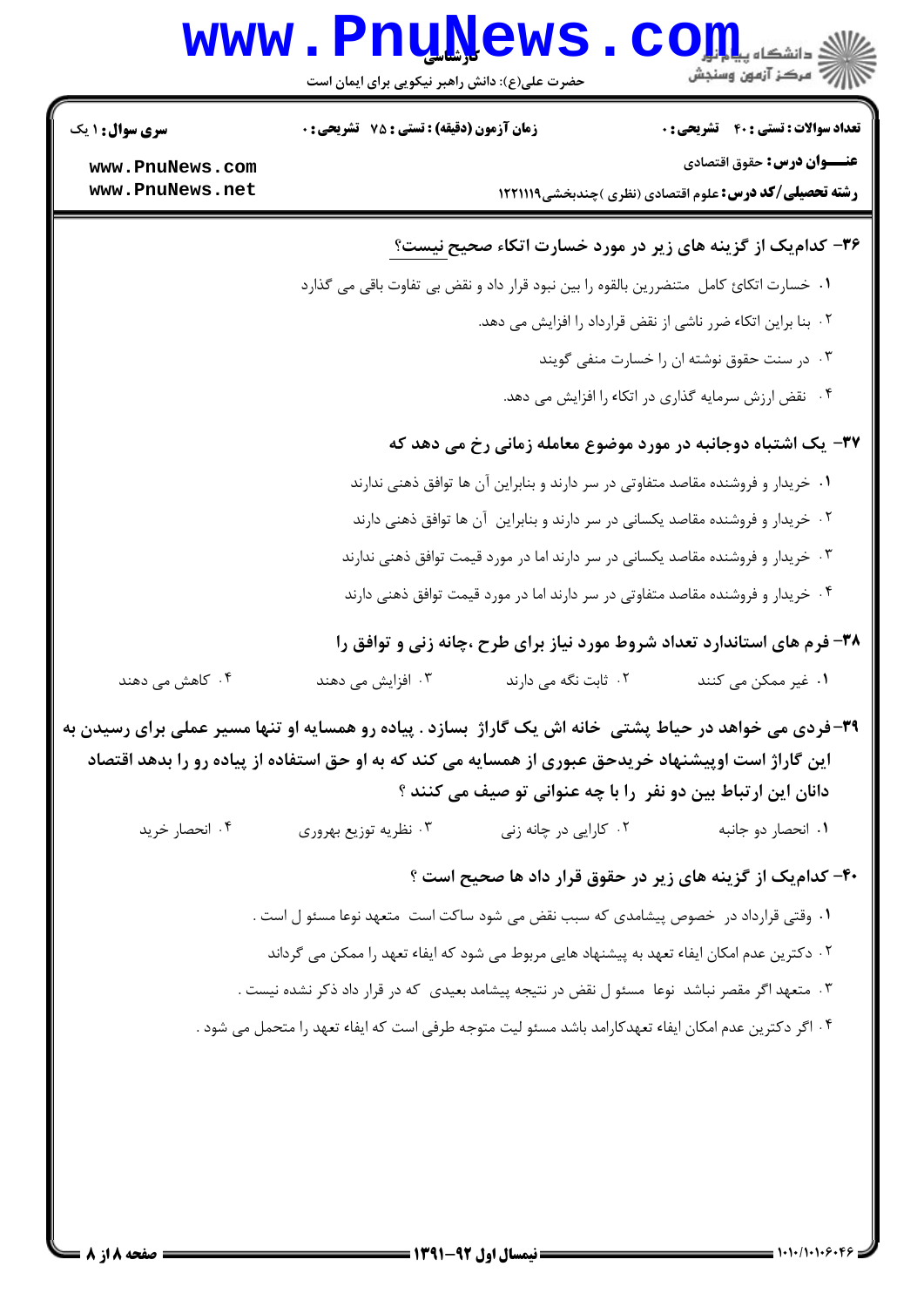**۳۶- کدام‌یک از گزینه های زیر در مورد خسارت اتکاء صحیح نیست؟**

۱. خسارت اتکائ کامل متنضررین بالقوه را بین نبود قرار داد و نقض بی تفاوت باقی می گذارد

۲. بنا براین اتکاء ضرر ناشی از نقض قرارداد را افزایش می دهد.

۳. در سنت حقوق نوشته ان را خسارت منفی گویند

۴. نقض ارزش سرمایه گذاری در اتکاء را افزایش می دهد.

**۳۷- یک اشتباه دوجانبه در مورد موضوع معامله زمانی رخ می دهد که**

۱. خریدار و فروشنده مقاصد متفاوتی در سر دارند و بنابراین آن ها توافق ذهنی ندارند

۲. خریدار و فروشنده مقاصد یکسانی در سر دارند و بنابراین آن ها توافق ذهنی دارند

۳. خریدار و فروشنده مقاصد یکسانی در سر دارند اما در مورد قیمت توافق ذهنی ندارند

۴. خریدار و فروشنده مقاصد متفاوتی در سر دارند اما در مورد قیمت توافق ذهنی دارند

**۳۸- فرم های استاندارد تعداد شروط مورد نیاز برای طرح ،چانه زنی و توافق را**

۱. غیر ممکن می کنند ۲. ثابت نگه می دارند ۳. افزایش می دهند ۴. کاهش می دهند

**۳۹- فردی می خواهد در حیاط پشتی خانه اش یک گاراژ بسازد . پیاده رو همسایه او تنها مسیر عملی برای رسیدن به این گاراژ است اوپیشنهاد خریدحق عبوری از همسایه می کند که به او حق استفاده از پیاده رو را بدهد اقتصاد دانان این ارتباط بین دو نفر را با چه عنوانی تو صیف می کنند ؟**

۱. انحصار دو جانبه ۲. کارایی در چانه زنی ۳. نظریه توزیع بهروری ۴. انحصار خرید

**۴۰- کدام‌یک از گزینه های زیر در حقوق قرار داد ها صحیح است ؟**

۱. وقتی قرارداد در خصوص پیشامدی که سبب نقض می شود ساکت است متعهد نوعا مسئو ل است .

۲. دکترین عدم امکان ایفاء تعهد به پیشنهاد هایی مربوط می شود که ایفاء تعهد را ممکن می گرداند

۳. متعهد اگر مقصر نباشد نوعا مسئو ل نقض در نتیجه پیشامد بعیدی که در قرار داد ذکر نشده نیست .

۴. اگر دکترین عدم امکان ایفاء تعهدکارامد باشد مسئو لیت متوجه طرفی است که ایفاء تعهد را متحمل می شود .